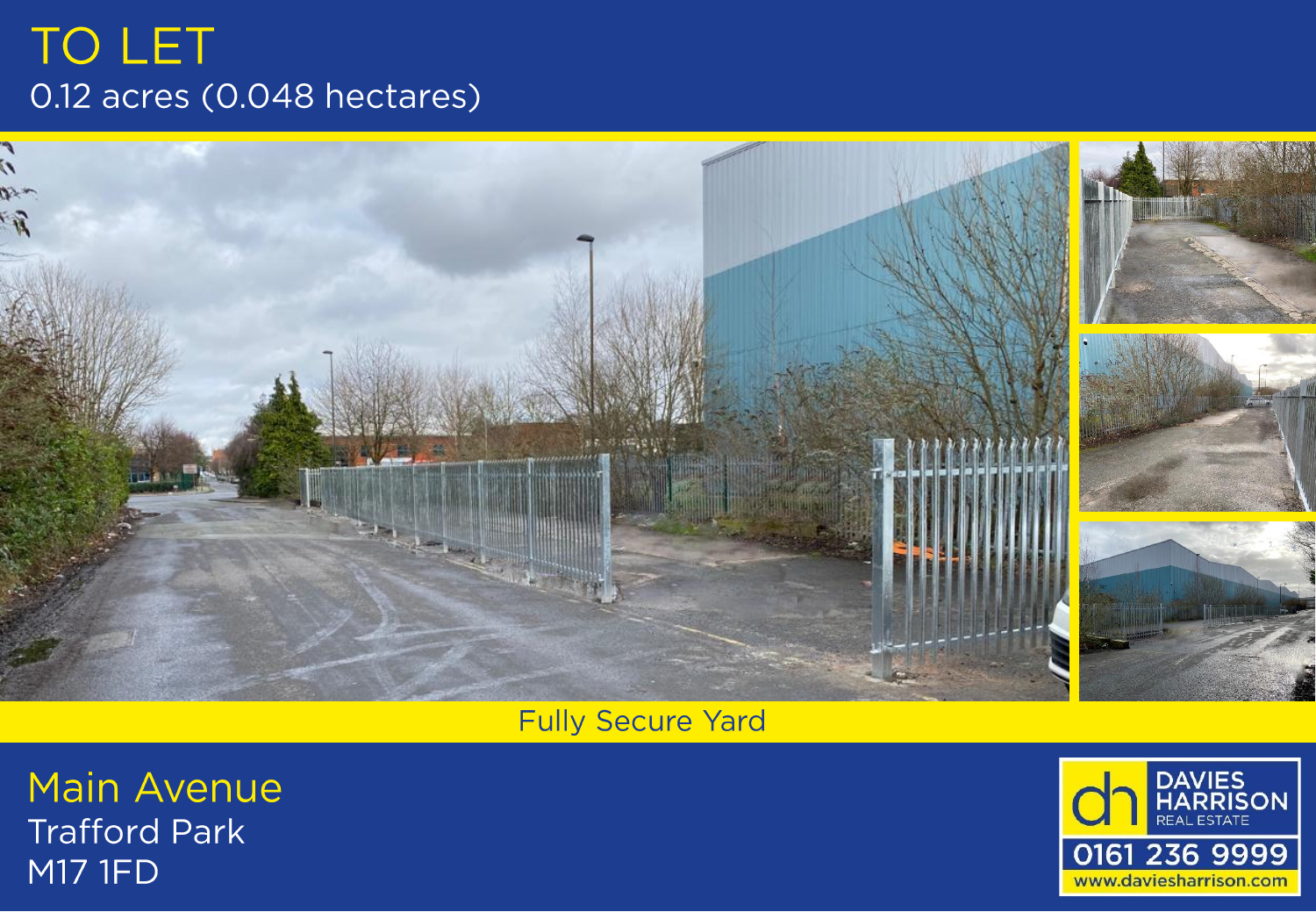# TO LET

0.12 acres (0.048 hectares)

Fully Secure Yard

## Main Avenue

Trafford Park

M17 1FD

DAVIES HARRISON REAL ESTATE

0161 236 9999

www.daviesharrison.com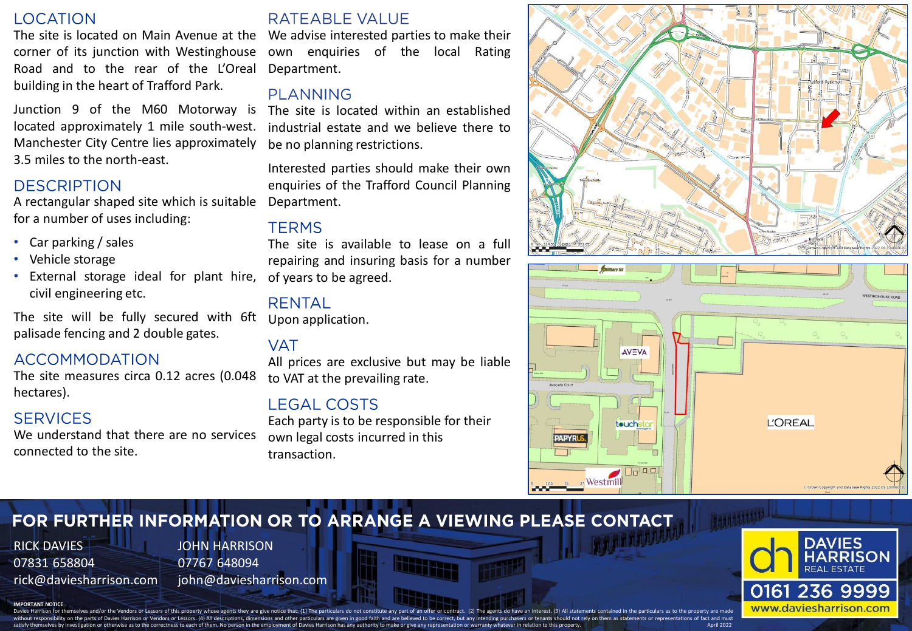## LOCATION

The site is located on Main Avenue at the corner of its junction with Westinghouse Road and to the rear of the L'Oreal building in the heart of Trafford Park.

Junction 9 of the M60 Motorway is located approximately 1 mile south-west. Manchester City Centre lies approximately 3.5 miles to the north-east.

## DESCRIPTION

A rectangular shaped site which is suitable for a number of uses including:

- Car parking / sales
- Vehicle storage
- External storage ideal for plant hire, civil engineering etc.

The site will be fully secured with 6ft palisade fencing and 2 double gates.

## ACCOMMODATION

The site measures circa 0.12 acres (0.048 hectares).

## SERVICES

We understand that there are no services connected to the site.

## RATEABLE VALUE

We advise interested parties to make their own enquiries of the local Rating Department.

## PLANNING

The site is located within an established industrial estate and we believe there to be no planning restrictions.

Interested parties should make their own enquiries of the Trafford Council Planning Department.

## TERMS

The site is available to lease on a full repairing and insuring basis for a number of years to be agreed.

## RENTAL

Upon application.

## VAT

All prices are exclusive but may be liable to VAT at the prevailing rate.

## LEGAL COSTS

Each party is to be responsible for their own legal costs incurred in this transaction.

## FOR FURTHER INFORMATION OR TO ARRANGE A VIEWING PLEASE CONTACT

RICK DAVIES
07831 658804
rick@daviesharrison.com

JOHN HARRISON
07767 648094
john@daviesharrison.com

DAVIES HARRISON REAL ESTATE
0161 236 9999
www.daviesharrison.com

**IMPORTANT NOTICE**

Davies Harrison for themselves and/or the Vendors or Lessors of this property whose agents they are give notice that: (1) The particulars do not constitute any part of an offer or contract. (2) The agents do have an interest. (3) All statements contained in the particulars as to the property are made without responsibility on the parts of Davies Harrison or Vendors or Lessors. (4) All descriptions, dimensions and other particulars are given in good faith and are believed to be correct, but any intending purchasers or tenants should not rely on them as statements or representations of fact and must satisfy themselves by investigation or otherwise as to the correctness to each of them. No person in the employment of Davies Harrison has any authority to make or give any representation or warranty whatever in relation to this property.

April 2022